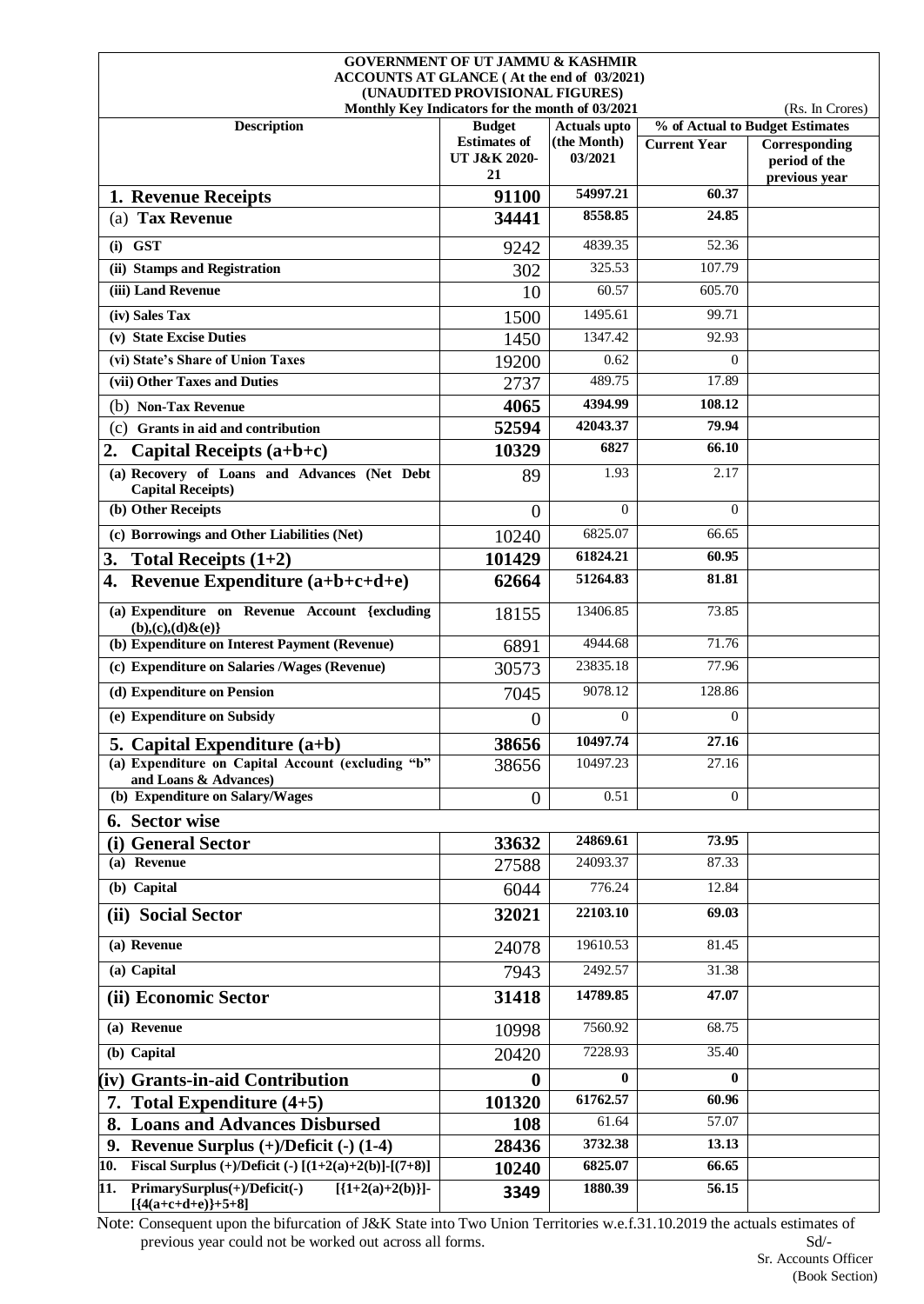# GOVERNMENT OF UT JAMMU & KASHMIR
## ACCOUNTS AT GLANCE ( At the end of 03/2021)
### (UNAUDITED PROVISIONAL FIGURES)

Monthly Key Indicators for the month of 03/2021 (Rs. In Crores)

| Description | Budget Estimates of UT J&K 2020-21 | Actuals upto (the Month) 03/2021 | % of Actual to Budget Estimates | |
|---|---|---|---|---|
| | | | Current Year | Corresponding period of the previous year |
| **1. Revenue Receipts** | **91100** | **54997.21** | **60.37** | |
| (a) **Tax Revenue** | **34441** | **8558.85** | **24.85** | |
| **(i) GST** | 9242 | 4839.35 | 52.36 | |
| **(ii) Stamps and Registration** | 302 | 325.53 | 107.79 | |
| **(iii) Land Revenue** | 10 | 60.57 | 605.70 | |
| **(iv) Sales Tax** | 1500 | 1495.61 | 99.71 | |
| **(v) State Excise Duties** | 1450 | 1347.42 | 92.93 | |
| **(vi) State's Share of Union Taxes** | 19200 | 0.62 | 0 | |
| **(vii) Other Taxes and Duties** | 2737 | 489.75 | 17.89 | |
| (b) **Non-Tax Revenue** | **4065** | **4394.99** | **108.12** | |
| (c) **Grants in aid and contribution** | **52594** | **42043.37** | **79.94** | |
| **2. Capital Receipts (a+b+c)** | **10329** | **6827** | **66.10** | |
| **(a) Recovery of Loans and Advances (Net Debt Capital Receipts)** | 89 | 1.93 | 2.17 | |
| **(b) Other Receipts** | 0 | 0 | 0 | |
| **(c) Borrowings and Other Liabilities (Net)** | 10240 | 6825.07 | 66.65 | |
| **3. Total Receipts (1+2)** | **101429** | **61824.21** | **60.95** | |
| **4. Revenue Expenditure (a+b+c+d+e)** | **62664** | **51264.83** | **81.81** | |
| **(a) Expenditure on Revenue Account {excluding (b),(c),(d)&(e)}** | 18155 | 13406.85 | 73.85 | |
| **(b) Expenditure on Interest Payment (Revenue)** | 6891 | 4944.68 | 71.76 | |
| **(c) Expenditure on Salaries /Wages (Revenue)** | 30573 | 23835.18 | 77.96 | |
| **(d) Expenditure on Pension** | 7045 | 9078.12 | 128.86 | |
| **(e) Expenditure on Subsidy** | 0 | 0 | 0 | |
| **5. Capital Expenditure (a+b)** | **38656** | **10497.74** | **27.16** | |
| **(a) Expenditure on Capital Account (excluding "b" and Loans & Advances)** | 38656 | 10497.23 | 27.16 | |
| **(b) Expenditure on Salary/Wages** | 0 | 0.51 | 0 | |
| **6. Sector wise** | | | | |
| **(i) General Sector** | **33632** | **24869.61** | **73.95** | |
| **(a) Revenue** | 27588 | 24093.37 | 87.33 | |
| **(b) Capital** | 6044 | 776.24 | 12.84 | |
| **(ii) Social Sector** | **32021** | **22103.10** | **69.03** | |
| **(a) Revenue** | 24078 | 19610.53 | 81.45 | |
| **(a) Capital** | 7943 | 2492.57 | 31.38 | |
| **(ii) Economic Sector** | **31418** | **14789.85** | **47.07** | |
| **(a) Revenue** | 10998 | 7560.92 | 68.75 | |
| **(b) Capital** | 20420 | 7228.93 | 35.40 | |
| **(iv) Grants-in-aid Contribution** | **0** | **0** | **0** | |
| **7. Total Expenditure (4+5)** | **101320** | **61762.57** | **60.96** | |
| **8. Loans and Advances Disbursed** | **108** | 61.64 | 57.07 | |
| **9. Revenue Surplus (+)/Deficit (-) (1-4)** | **28436** | **3732.38** | **13.13** | |
| **10. Fiscal Surplus (+)/Deficit (-) [(1+2(a)+2(b)]-[(7+8)]** | **10240** | **6825.07** | **66.65** | |
| **11. PrimarySurplus(+)/Deficit(-) [{1+2(a)+2(b)}]-[{4(a+c+d+e)}+5+8]** | **3349** | **1880.39** | **56.15** | |

Note: Consequent upon the bifurcation of J&K State into Two Union Territories w.e.f.31.10.2019 the actuals estimates of previous year could not be worked out across all forms.

Sd/-
Sr. Accounts Officer
(Book Section)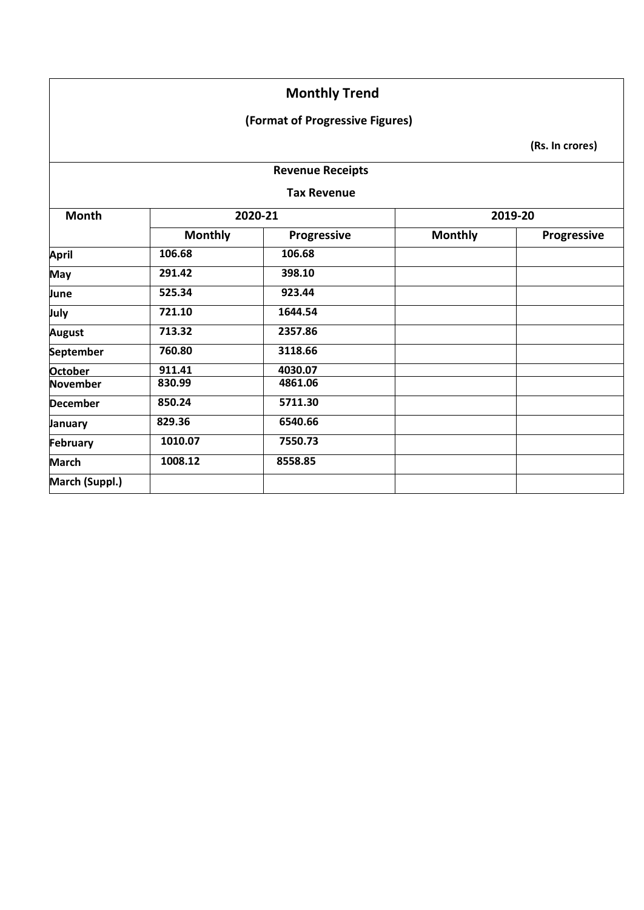# Monthly Trend

## (Format of Progressive Figures)

**(Rs. In crores)**

### Revenue Receipts

### Tax Revenue

| Month | 2020-21 | | 2019-20 | |
|---|---|---|---|---|
| | Monthly | Progressive | Monthly | Progressive |
| April | 106.68 | 106.68 | | |
| May | 291.42 | 398.10 | | |
| June | 525.34 | 923.44 | | |
| July | 721.10 | 1644.54 | | |
| August | 713.32 | 2357.86 | | |
| September | 760.80 | 3118.66 | | |
| October | 911.41 | 4030.07 | | |
| November | 830.99 | 4861.06 | | |
| December | 850.24 | 5711.30 | | |
| January | 829.36 | 6540.66 | | |
| February | 1010.07 | 7550.73 | | |
| March | 1008.12 | 8558.85 | | |
| March (Suppl.) | | | | |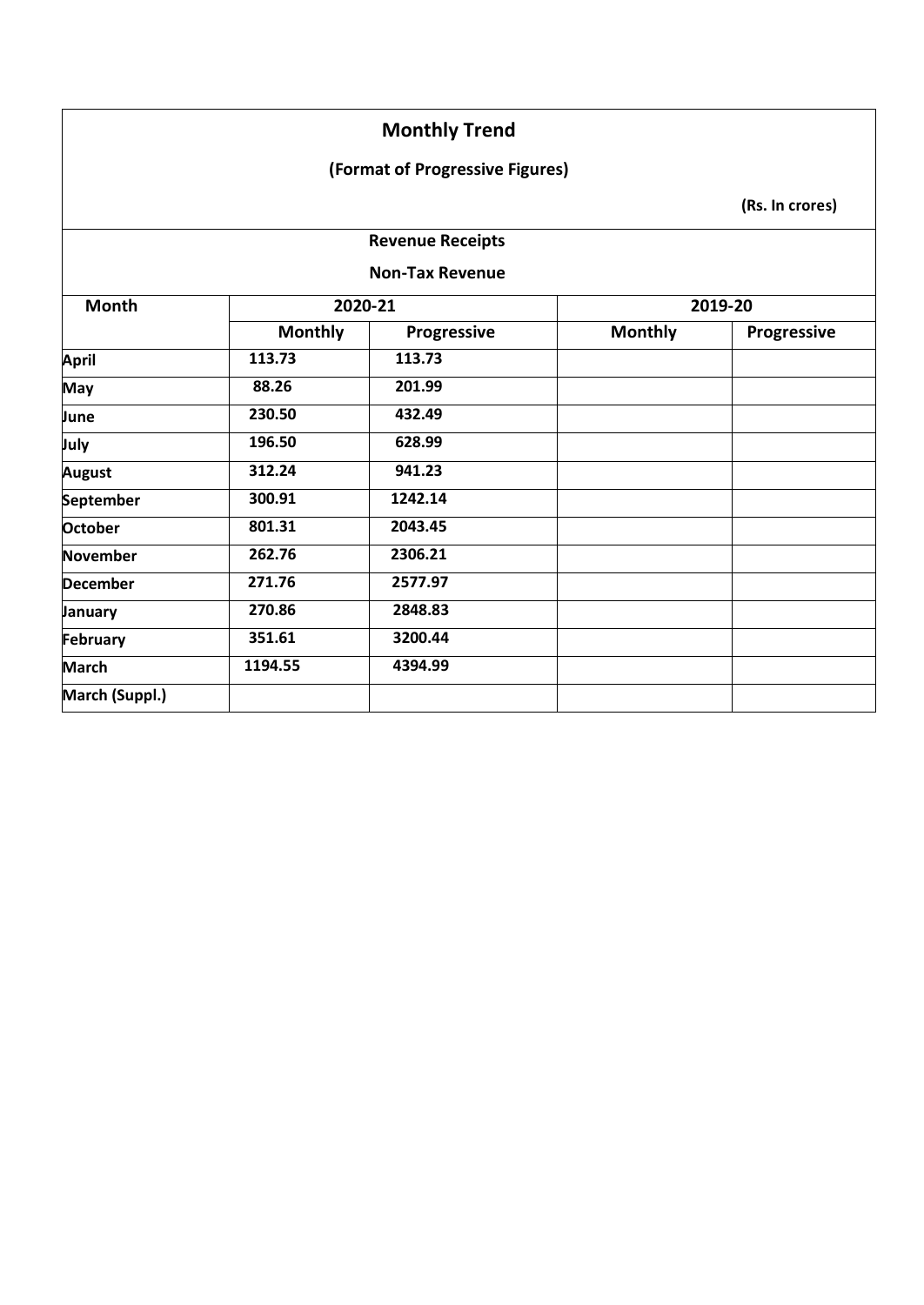## Monthly Trend

### (Format of Progressive Figures)

**(Rs. In crores)**

### Revenue Receipts

### Non-Tax Revenue

| Month | 2020-21 | | 2019-20 | |
|---|---|---|---|---|
| | Monthly | Progressive | Monthly | Progressive |
| April | 113.73 | 113.73 | | |
| May | 88.26 | 201.99 | | |
| June | 230.50 | 432.49 | | |
| July | 196.50 | 628.99 | | |
| August | 312.24 | 941.23 | | |
| September | 300.91 | 1242.14 | | |
| October | 801.31 | 2043.45 | | |
| November | 262.76 | 2306.21 | | |
| December | 271.76 | 2577.97 | | |
| January | 270.86 | 2848.83 | | |
| February | 351.61 | 3200.44 | | |
| March | 1194.55 | 4394.99 | | |
| March (Suppl.) | | | | |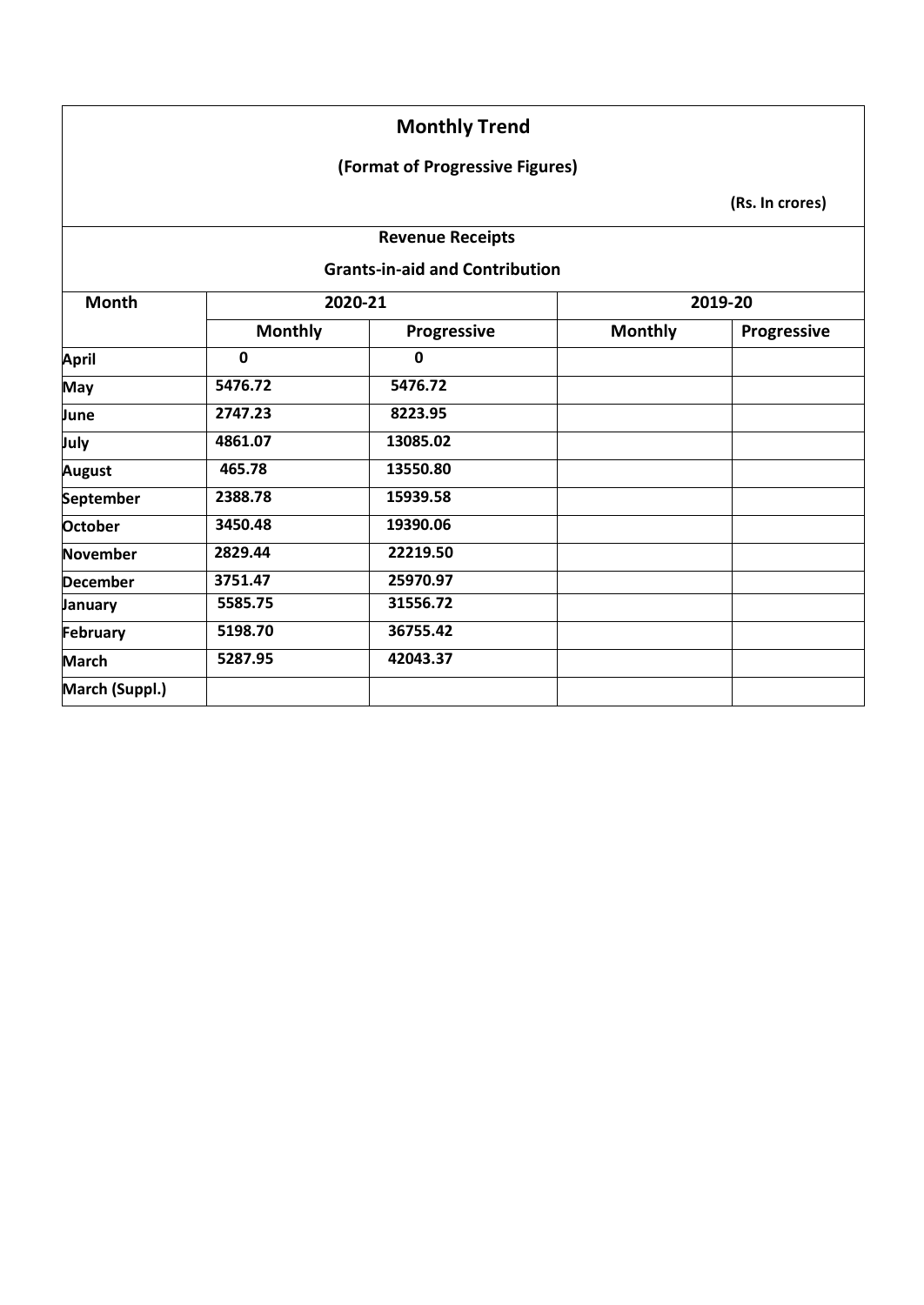# Monthly Trend

## (Format of Progressive Figures)

**(Rs. In crores)**

### Revenue Receipts

### Grants-in-aid and Contribution

| Month | 2020-21 | | 2019-20 | |
|---|---|---|---|---|
| | Monthly | Progressive | Monthly | Progressive |
| April | 0 | 0 | | |
| May | 5476.72 | 5476.72 | | |
| June | 2747.23 | 8223.95 | | |
| July | 4861.07 | 13085.02 | | |
| August | 465.78 | 13550.80 | | |
| September | 2388.78 | 15939.58 | | |
| October | 3450.48 | 19390.06 | | |
| November | 2829.44 | 22219.50 | | |
| December | 3751.47 | 25970.97 | | |
| January | 5585.75 | 31556.72 | | |
| February | 5198.70 | 36755.42 | | |
| March | 5287.95 | 42043.37 | | |
| March (Suppl.) | | | | |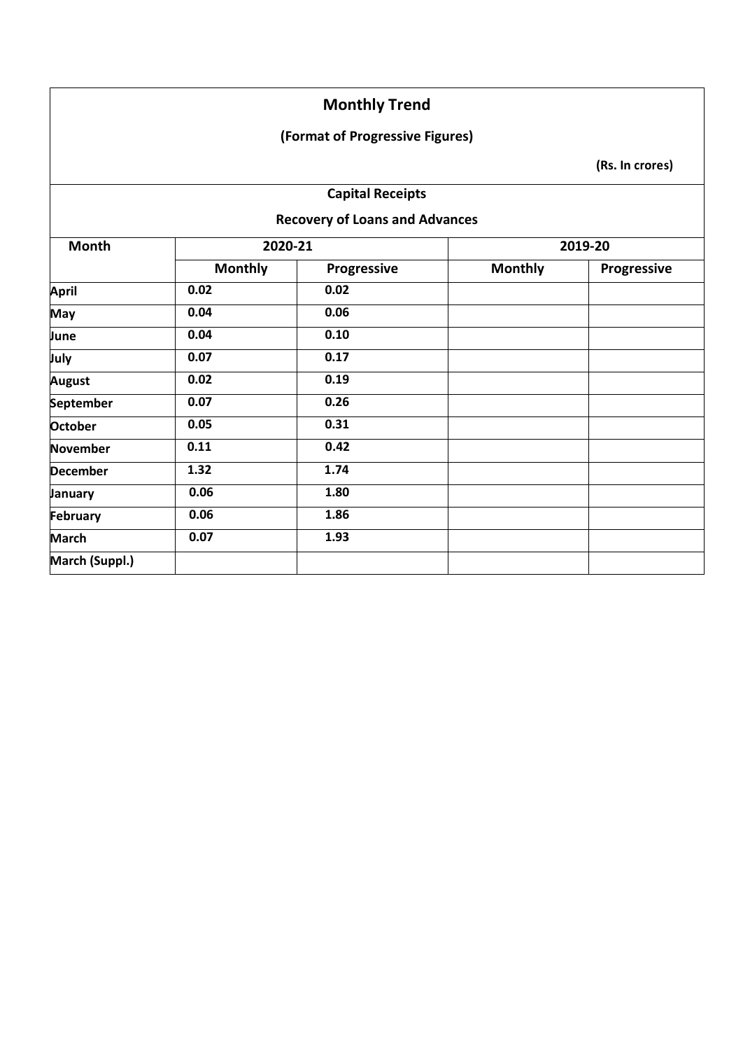## Monthly Trend

### (Format of Progressive Figures)

**(Rs. In crores)**

### Capital Receipts

### Recovery of Loans and Advances

| Month | 2020-21 | | 2019-20 | |
|---|---|---|---|---|
| | Monthly | Progressive | Monthly | Progressive |
| April | 0.02 | 0.02 | | |
| May | 0.04 | 0.06 | | |
| June | 0.04 | 0.10 | | |
| July | 0.07 | 0.17 | | |
| August | 0.02 | 0.19 | | |
| September | 0.07 | 0.26 | | |
| October | 0.05 | 0.31 | | |
| November | 0.11 | 0.42 | | |
| December | 1.32 | 1.74 | | |
| January | 0.06 | 1.80 | | |
| February | 0.06 | 1.86 | | |
| March | 0.07 | 1.93 | | |
| March (Suppl.) | | | | |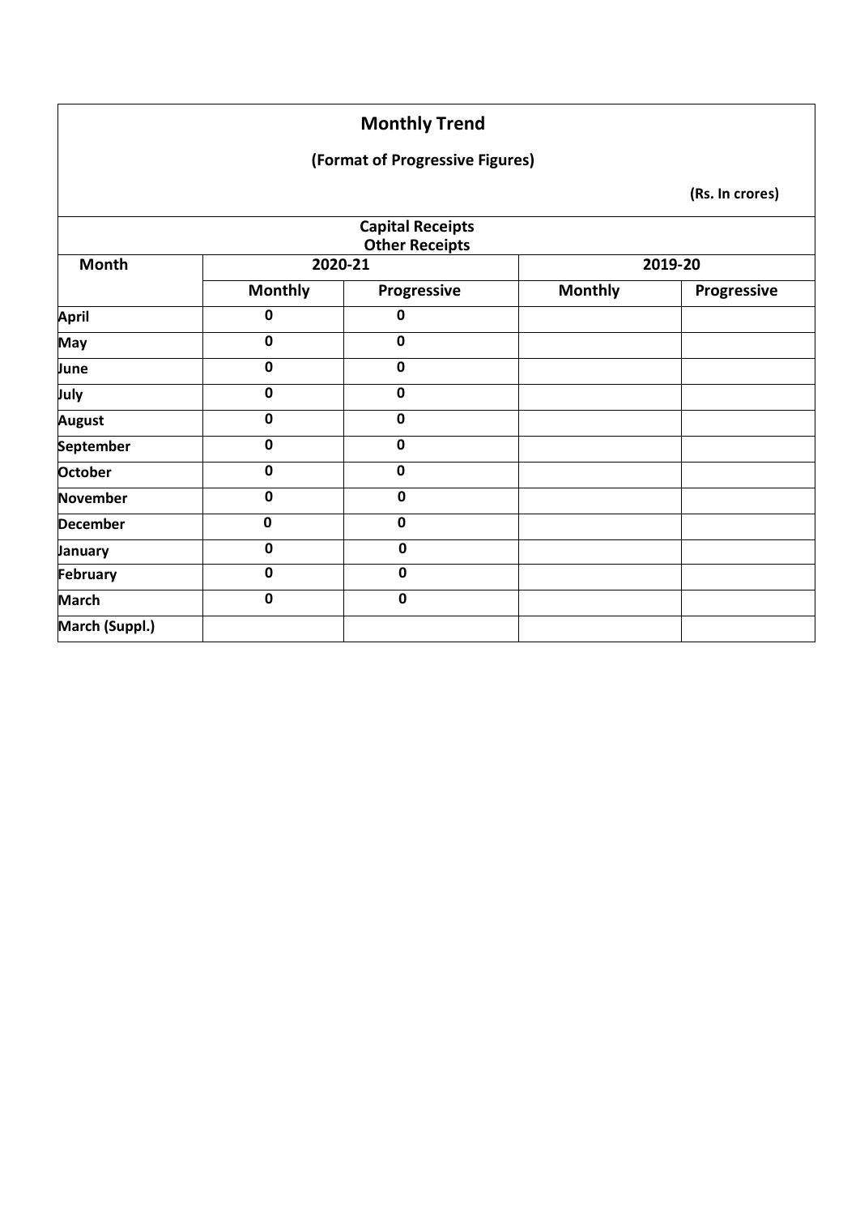# Monthly Trend

## (Format of Progressive Figures)

**(Rs. In crores)**

| Capital Receipts Other Receipts | | | | |
|---|---|---|---|---|
| **Month** | **2020-21** | | **2019-20** | |
| | **Monthly** | **Progressive** | **Monthly** | **Progressive** |
| **April** | 0 | 0 | | |
| **May** | 0 | 0 | | |
| **June** | 0 | 0 | | |
| **July** | 0 | 0 | | |
| **August** | 0 | 0 | | |
| **September** | 0 | 0 | | |
| **October** | 0 | 0 | | |
| **November** | 0 | 0 | | |
| **December** | 0 | 0 | | |
| **January** | 0 | 0 | | |
| **February** | 0 | 0 | | |
| **March** | 0 | 0 | | |
| **March (Suppl.)** | | | | |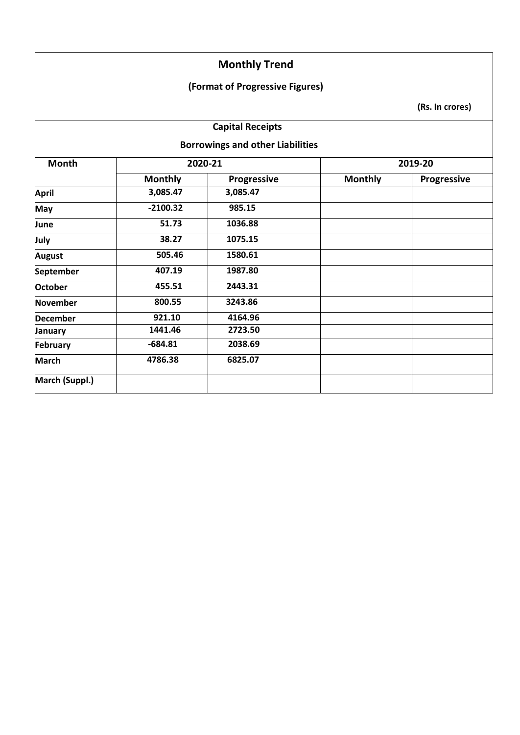# Monthly Trend

## (Format of Progressive Figures)

**(Rs. In crores)**

### Capital Receipts

### Borrowings and other Liabilities

| Month | 2020-21 | | 2019-20 | |
|---|---|---|---|---|
| | Monthly | Progressive | Monthly | Progressive |
| April | 3,085.47 | 3,085.47 | | |
| May | -2100.32 | 985.15 | | |
| June | 51.73 | 1036.88 | | |
| July | 38.27 | 1075.15 | | |
| August | 505.46 | 1580.61 | | |
| September | 407.19 | 1987.80 | | |
| October | 455.51 | 2443.31 | | |
| November | 800.55 | 3243.86 | | |
| December | 921.10 | 4164.96 | | |
| January | 1441.46 | 2723.50 | | |
| February | -684.81 | 2038.69 | | |
| March | 4786.38 | 6825.07 | | |
| March (Suppl.) | | | | |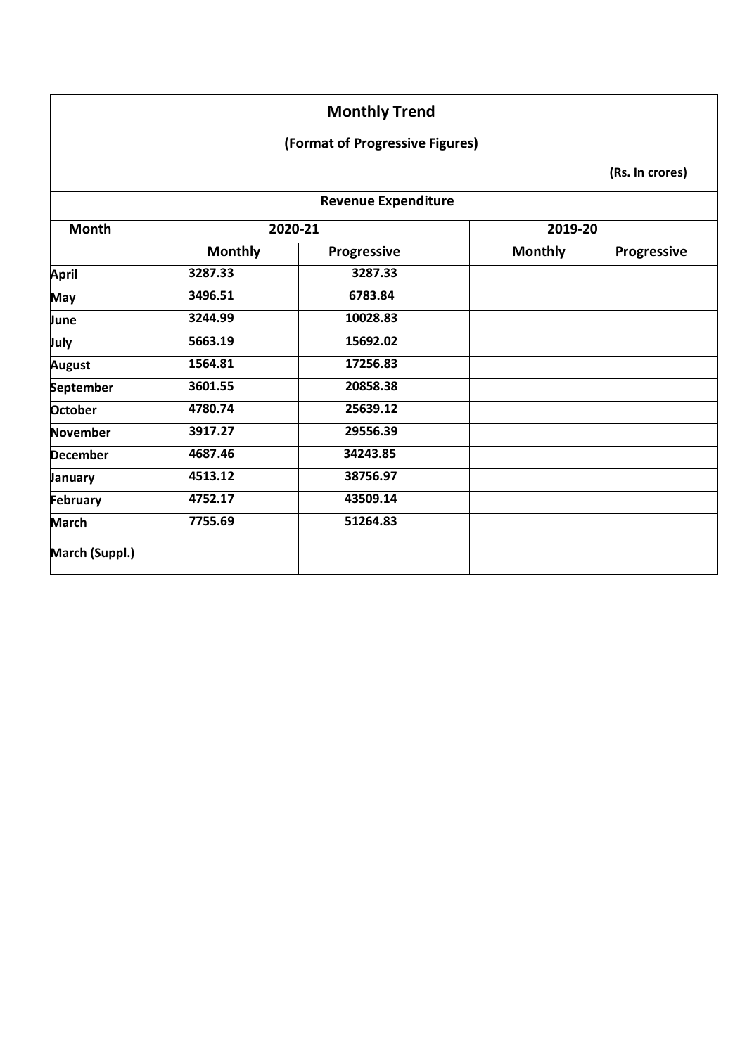## Monthly Trend

**(Format of Progressive Figures)**

**(Rs. In crores)**

| Revenue Expenditure | | | | |
|---|---|---|---|---|
| **Month** | **2020-21** | | **2019-20** | |
| | **Monthly** | **Progressive** | **Monthly** | **Progressive** |
| **April** | 3287.33 | 3287.33 | | |
| **May** | 3496.51 | 6783.84 | | |
| **June** | 3244.99 | 10028.83 | | |
| **July** | 5663.19 | 15692.02 | | |
| **August** | 1564.81 | 17256.83 | | |
| **September** | 3601.55 | 20858.38 | | |
| **October** | 4780.74 | 25639.12 | | |
| **November** | 3917.27 | 29556.39 | | |
| **December** | 4687.46 | 34243.85 | | |
| **January** | 4513.12 | 38756.97 | | |
| **February** | 4752.17 | 43509.14 | | |
| **March** | 7755.69 | 51264.83 | | |
| **March (Suppl.)** | | | | |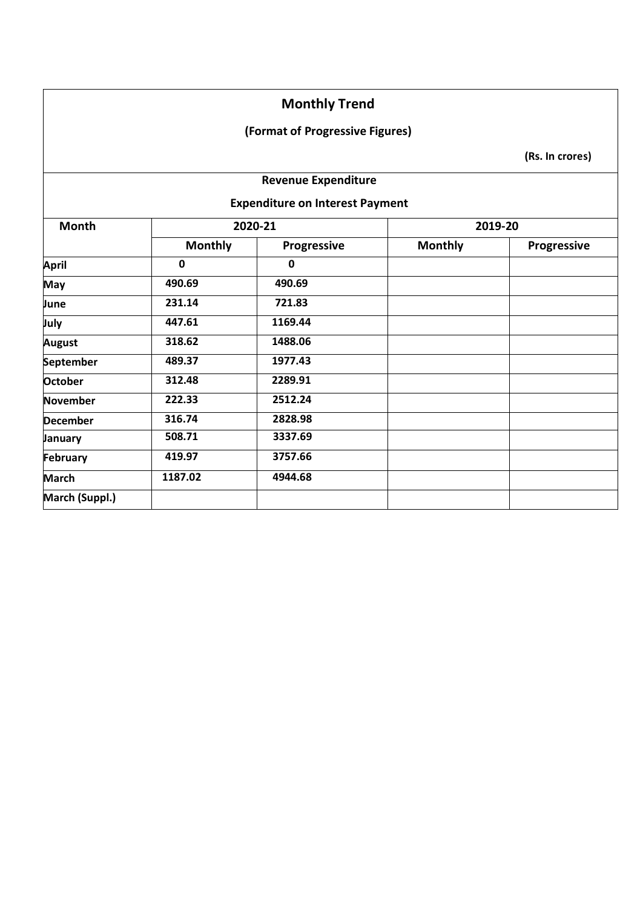## Monthly Trend

**(Format of Progressive Figures)**

**(Rs. In crores)**

### Revenue Expenditure

### Expenditure on Interest Payment

| Month | 2020-21 | | 2019-20 | |
|---|---|---|---|---|
| | Monthly | Progressive | Monthly | Progressive |
| April | 0 | 0 | | |
| May | 490.69 | 490.69 | | |
| June | 231.14 | 721.83 | | |
| July | 447.61 | 1169.44 | | |
| August | 318.62 | 1488.06 | | |
| September | 489.37 | 1977.43 | | |
| October | 312.48 | 2289.91 | | |
| November | 222.33 | 2512.24 | | |
| December | 316.74 | 2828.98 | | |
| January | 508.71 | 3337.69 | | |
| February | 419.97 | 3757.66 | | |
| March | 1187.02 | 4944.68 | | |
| March (Suppl.) | | | | |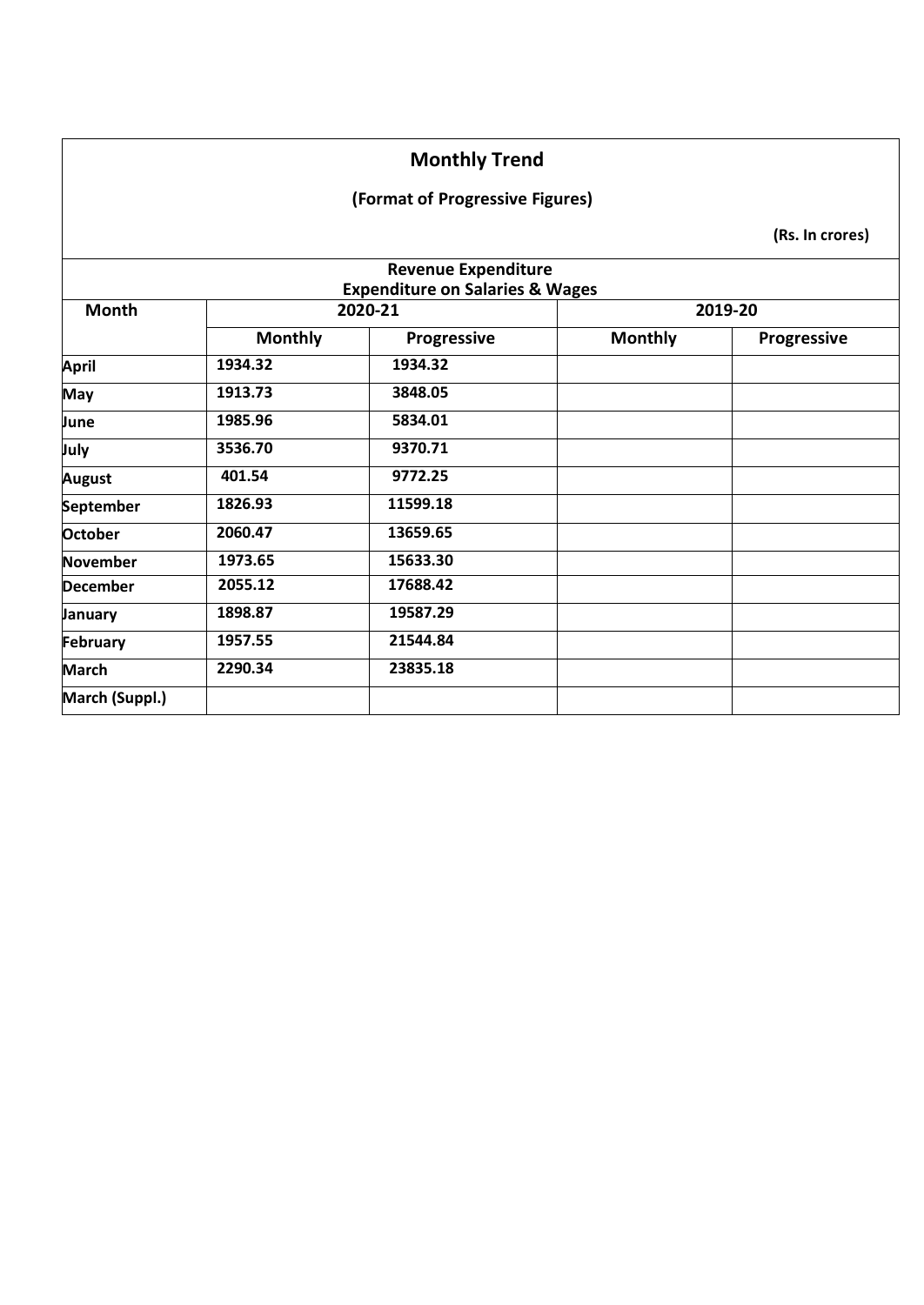# Monthly Trend

## (Format of Progressive Figures)

**(Rs. In crores)**

| Revenue Expenditure Expenditure on Salaries & Wages | | | | |
|---|---|---|---|---|
| **Month** | **2020-21** | | **2019-20** | |
| | **Monthly** | **Progressive** | **Monthly** | **Progressive** |
| **April** | 1934.32 | 1934.32 | | |
| **May** | 1913.73 | 3848.05 | | |
| **June** | 1985.96 | 5834.01 | | |
| **July** | 3536.70 | 9370.71 | | |
| **August** | 401.54 | 9772.25 | | |
| **September** | 1826.93 | 11599.18 | | |
| **October** | 2060.47 | 13659.65 | | |
| **November** | 1973.65 | 15633.30 | | |
| **December** | 2055.12 | 17688.42 | | |
| **January** | 1898.87 | 19587.29 | | |
| **February** | 1957.55 | 21544.84 | | |
| **March** | 2290.34 | 23835.18 | | |
| **March (Suppl.)** | | | | |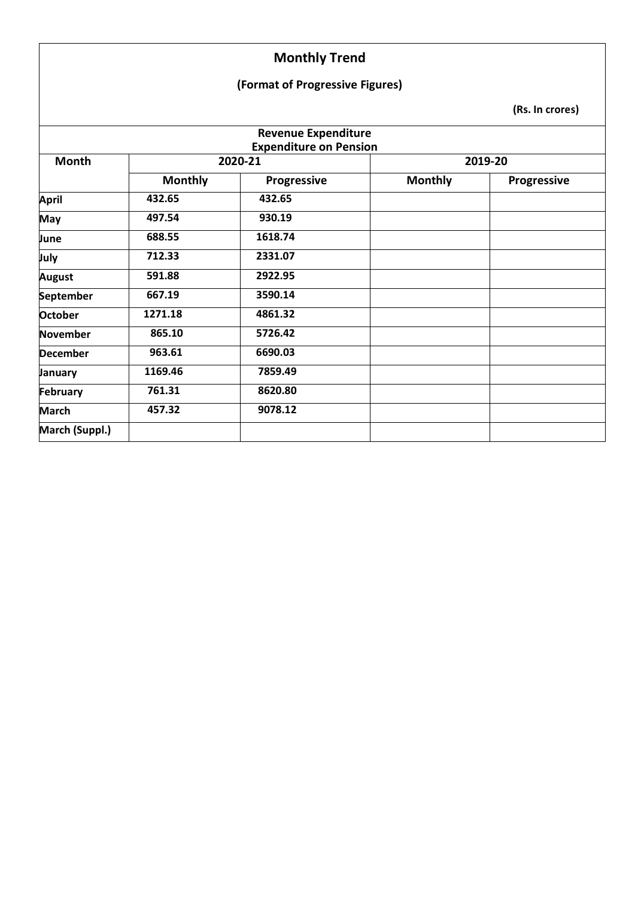# Monthly Trend

**(Format of Progressive Figures)**

**(Rs. In crores)**

| **Revenue Expenditure Expenditure on Pension** | | | | |
|---|---|---|---|---|
| **Month** | **2020-21** | | **2019-20** | |
| | **Monthly** | **Progressive** | **Monthly** | **Progressive** |
| **April** | 432.65 | 432.65 | | |
| **May** | 497.54 | 930.19 | | |
| **June** | 688.55 | 1618.74 | | |
| **July** | 712.33 | 2331.07 | | |
| **August** | 591.88 | 2922.95 | | |
| **September** | 667.19 | 3590.14 | | |
| **October** | 1271.18 | 4861.32 | | |
| **November** | 865.10 | 5726.42 | | |
| **December** | 963.61 | 6690.03 | | |
| **January** | 1169.46 | 7859.49 | | |
| **February** | 761.31 | 8620.80 | | |
| **March** | 457.32 | 9078.12 | | |
| **March (Suppl.)** | | | | |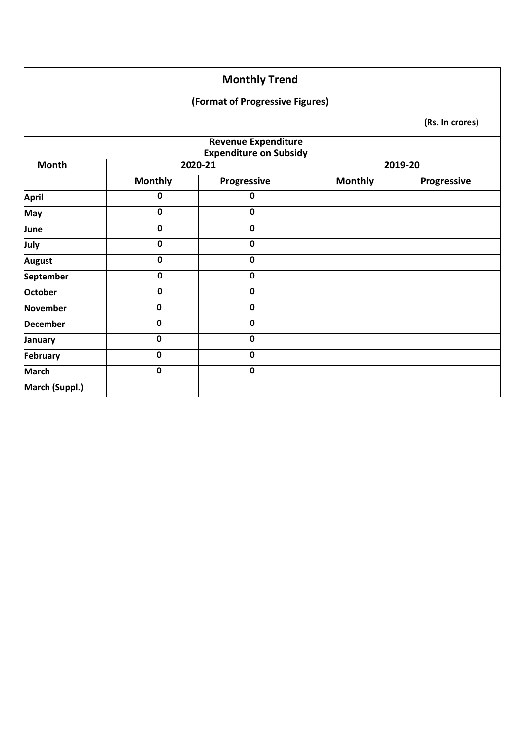# Monthly Trend

## (Format of Progressive Figures)

**(Rs. In crores)**

| Revenue Expenditure<br>Expenditure on Subsidy | | | | |
|---|---|---|---|---|
| **Month** | **2020-21** | | **2019-20** | |
| | **Monthly** | **Progressive** | **Monthly** | **Progressive** |
| **April** | 0 | 0 | | |
| **May** | 0 | 0 | | |
| **June** | 0 | 0 | | |
| **July** | 0 | 0 | | |
| **August** | 0 | 0 | | |
| **September** | 0 | 0 | | |
| **October** | 0 | 0 | | |
| **November** | 0 | 0 | | |
| **December** | 0 | 0 | | |
| **January** | 0 | 0 | | |
| **February** | 0 | 0 | | |
| **March** | 0 | 0 | | |
| **March (Suppl.)** | | | | |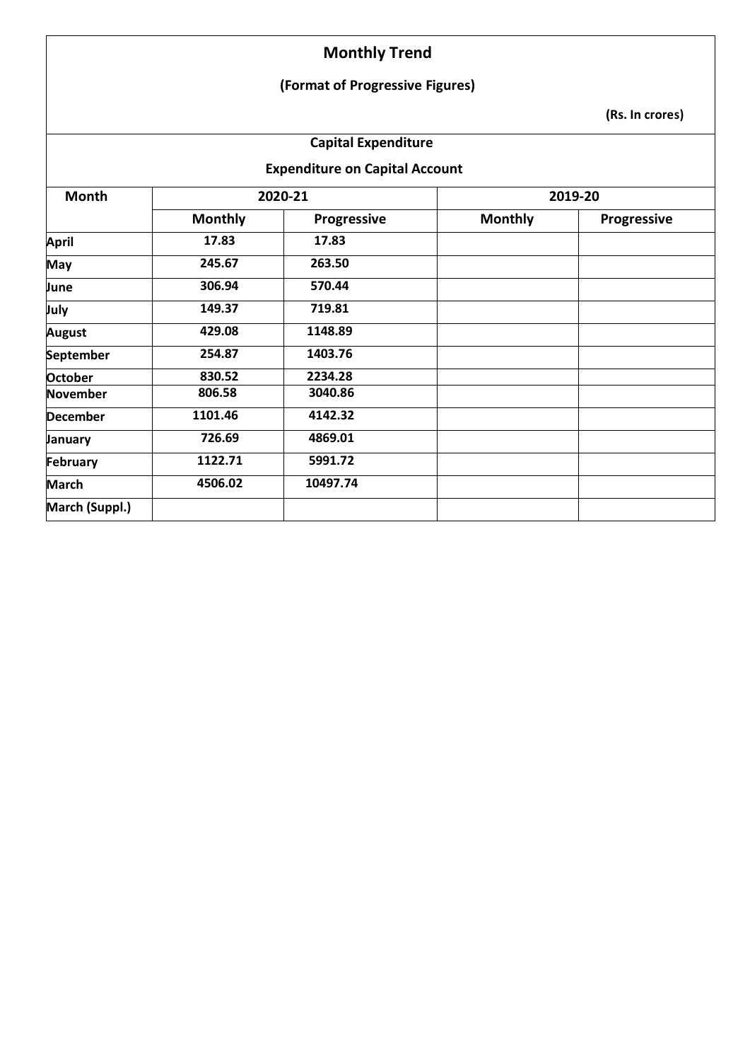# Monthly Trend

## (Format of Progressive Figures)

**(Rs. In crores)**

### Capital Expenditure

### Expenditure on Capital Account

| Month | 2020-21 | | 2019-20 | |
|---|---|---|---|---|
| | Monthly | Progressive | Monthly | Progressive |
| **April** | 17.83 | 17.83 | | |
| **May** | 245.67 | 263.50 | | |
| **June** | 306.94 | 570.44 | | |
| **July** | 149.37 | 719.81 | | |
| **August** | 429.08 | 1148.89 | | |
| **September** | 254.87 | 1403.76 | | |
| **October** | 830.52 | 2234.28 | | |
| **November** | 806.58 | 3040.86 | | |
| **December** | 1101.46 | 4142.32 | | |
| **January** | 726.69 | 4869.01 | | |
| **February** | 1122.71 | 5991.72 | | |
| **March** | 4506.02 | 10497.74 | | |
| **March (Suppl.)** | | | | |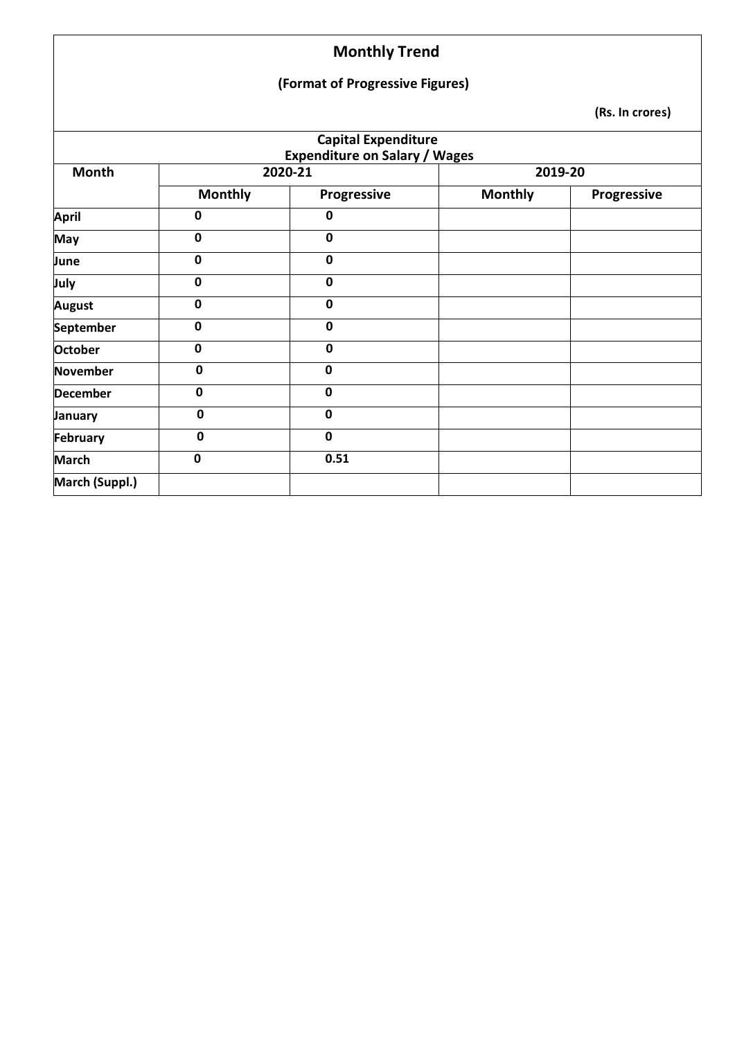# Monthly Trend

## (Format of Progressive Figures)

**(Rs. In crores)**

**Capital Expenditure**
**Expenditure on Salary / Wages**

| Month | 2020-21 | | 2019-20 | |
|---|---|---|---|---|
| | Monthly | Progressive | Monthly | Progressive |
| April | 0 | 0 | | |
| May | 0 | 0 | | |
| June | 0 | 0 | | |
| July | 0 | 0 | | |
| August | 0 | 0 | | |
| September | 0 | 0 | | |
| October | 0 | 0 | | |
| November | 0 | 0 | | |
| December | 0 | 0 | | |
| January | 0 | 0 | | |
| February | 0 | 0 | | |
| March | 0 | 0.51 | | |
| March (Suppl.) | | | | |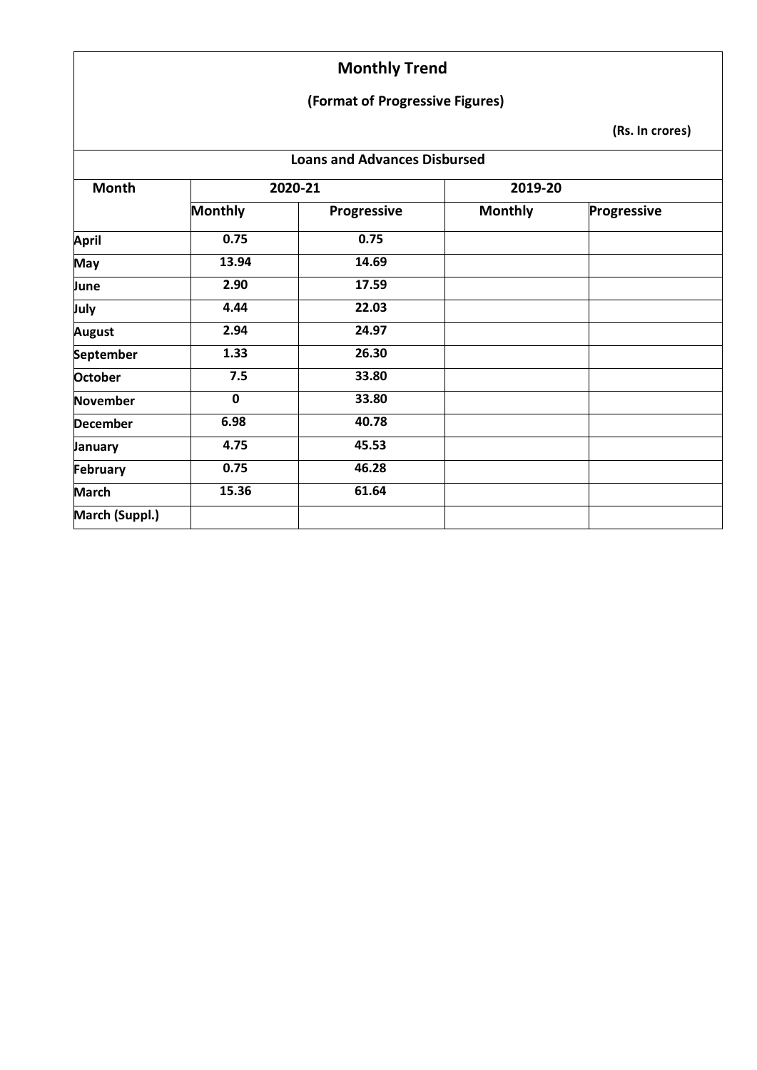# Monthly Trend

## (Format of Progressive Figures)

**(Rs. In crores)**

### Loans and Advances Disbursed

| Month | 2020-21 | | 2019-20 | |
|---|---|---|---|---|
| | Monthly | Progressive | Monthly | Progressive |
| April | 0.75 | 0.75 | | |
| May | 13.94 | 14.69 | | |
| June | 2.90 | 17.59 | | |
| July | 4.44 | 22.03 | | |
| August | 2.94 | 24.97 | | |
| September | 1.33 | 26.30 | | |
| October | 7.5 | 33.80 | | |
| November | 0 | 33.80 | | |
| December | 6.98 | 40.78 | | |
| January | 4.75 | 45.53 | | |
| February | 0.75 | 46.28 | | |
| March | 15.36 | 61.64 | | |
| March (Suppl.) | | | | |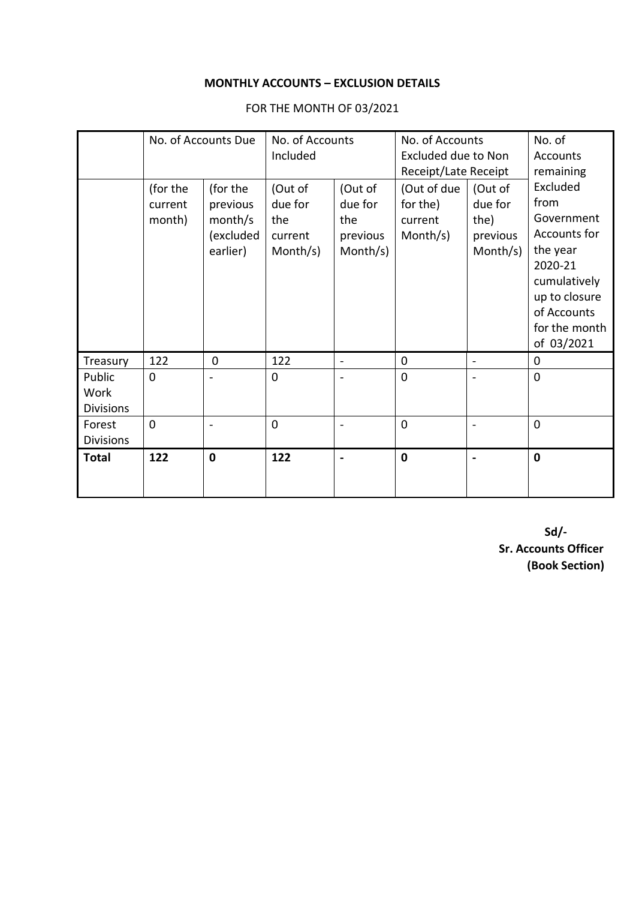**MONTHLY ACCOUNTS – EXCLUSION DETAILS**

FOR THE MONTH OF 03/2021

| | No. of Accounts Due | | No. of Accounts Included | | No. of Accounts Excluded due to Non Receipt/Late Receipt | | No. of Accounts remaining Excluded from Government Accounts for the year 2020-21 cumulatively up to closure of Accounts for the month of 03/2021 |
|---|---|---|---|---|---|---|---|
| | (for the current month) | (for the previous month/s (excluded earlier) | (Out of due for the current Month/s) | (Out of due for the previous Month/s) | (Out of due for the) current Month/s) | (Out of due for the) previous Month/s) | |
| Treasury | 122 | 0 | 122 | - | 0 | - | 0 |
| Public Work Divisions | 0 | - | 0 | - | 0 | - | 0 |
| Forest Divisions | 0 | - | 0 | - | 0 | - | 0 |
| **Total** | **122** | **0** | **122** | **-** | **0** | **-** | **0** |

**Sd/-**
**Sr. Accounts Officer**
**(Book Section)**